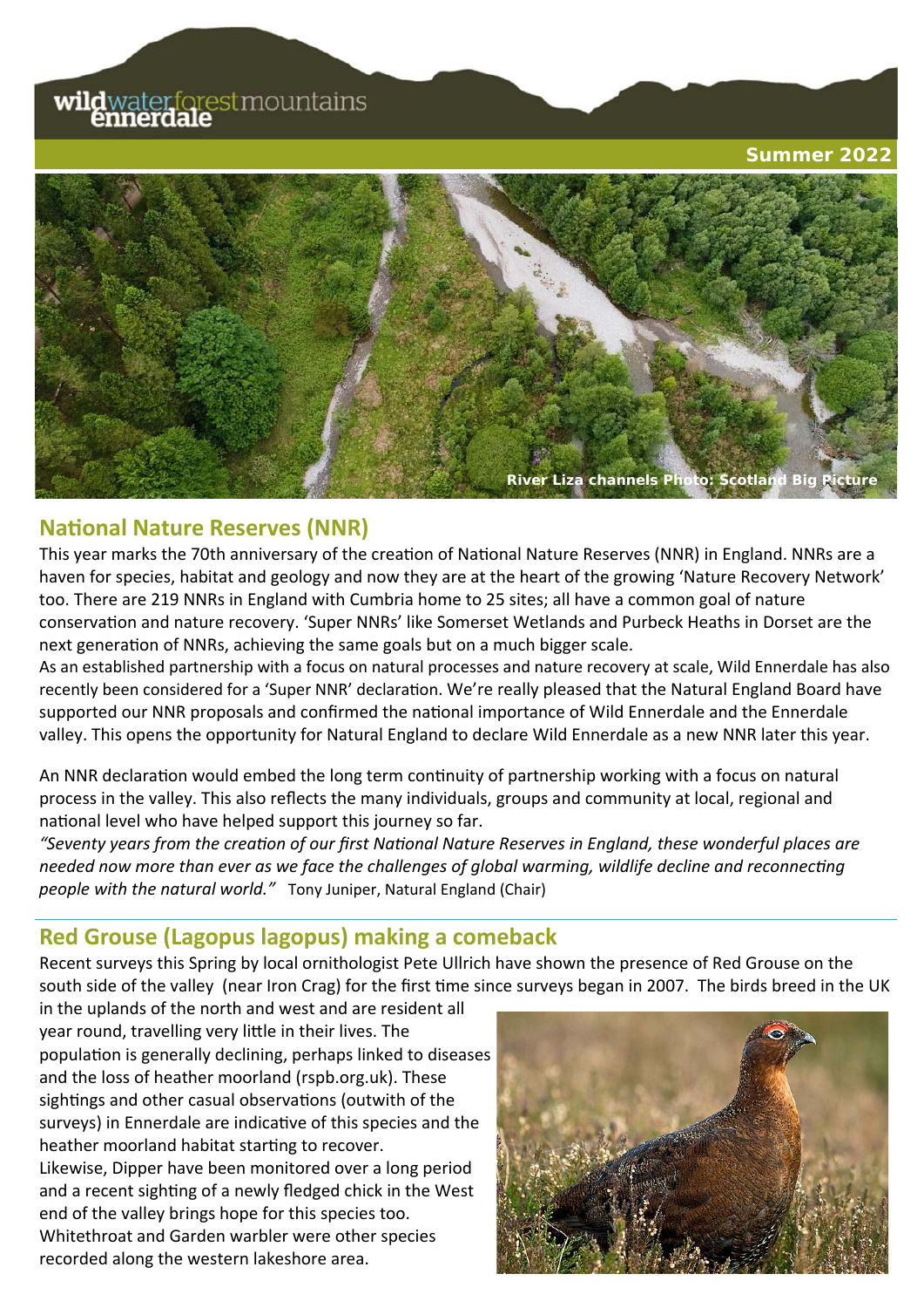wildwaterforestmountains ennerdale

**Summer 2022**

River Liza channels Photo: Scotland Big Picture

## National Nature Reserves (NNR)

This year marks the 70th anniversary of the creation of National Nature Reserves (NNR) in England. NNRs are a haven for species, habitat and geology and now they are at the heart of the growing 'Nature Recovery Network' too. There are 219 NNRs in England with Cumbria home to 25 sites; all have a common goal of nature conservation and nature recovery. 'Super NNRs' like Somerset Wetlands and Purbeck Heaths in Dorset are the next generation of NNRs, achieving the same goals but on a much bigger scale.

As an established partnership with a focus on natural processes and nature recovery at scale, Wild Ennerdale has also recently been considered for a 'Super NNR' declaration. We're really pleased that the Natural England Board have supported our NNR proposals and confirmed the national importance of Wild Ennerdale and the Ennerdale valley. This opens the opportunity for Natural England to declare Wild Ennerdale as a new NNR later this year.

An NNR declaration would embed the long term continuity of partnership working with a focus on natural process in the valley. This also reflects the many individuals, groups and community at local, regional and national level who have helped support this journey so far.

*"Seventy years from the creation of our first National Nature Reserves in England, these wonderful places are needed now more than ever as we face the challenges of global warming, wildlife decline and reconnecting people with the natural world."* Tony Juniper, Natural England (Chair)

## Red Grouse (Lagopus lagopus) making a comeback

Recent surveys this Spring by local ornithologist Pete Ullrich have shown the presence of Red Grouse on the south side of the valley (near Iron Crag) for the first time since surveys began in 2007. The birds breed in the UK in the uplands of the north and west and are resident all year round, travelling very little in their lives. The population is generally declining, perhaps linked to diseases and the loss of heather moorland (rspb.org.uk). These sightings and other casual observations (outwith of the surveys) in Ennerdale are indicative of this species and the heather moorland habitat starting to recover.

Likewise, Dipper have been monitored over a long period and a recent sighting of a newly fledged chick in the West end of the valley brings hope for this species too. Whitethroat and Garden warbler were other species recorded along the western lakeshore area.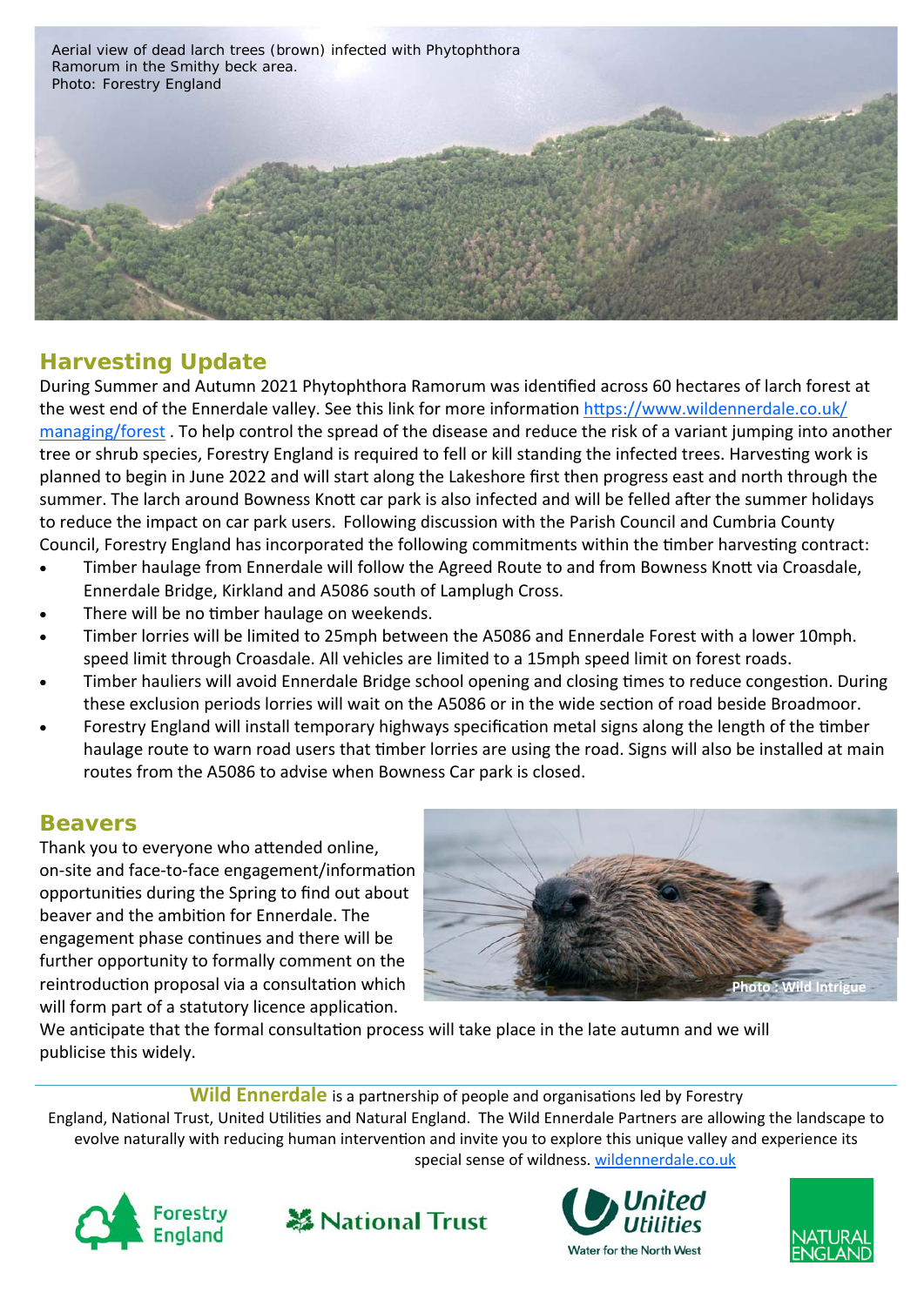Aerial view of dead larch trees (brown) infected with Phytophthora Ramorum in the Smithy beck area.
Photo: Forestry England

## Harvesting Update

During Summer and Autumn 2021 Phytophthora Ramorum was identified across 60 hectares of larch forest at the west end of the Ennerdale valley. See this link for more information https://www.wildennerdale.co.uk/managing/forest . To help control the spread of the disease and reduce the risk of a variant jumping into another tree or shrub species, Forestry England is required to fell or kill standing the infected trees. Harvesting work is planned to begin in June 2022 and will start along the Lakeshore first then progress east and north through the summer. The larch around Bowness Knott car park is also infected and will be felled after the summer holidays to reduce the impact on car park users. Following discussion with the Parish Council and Cumbria County Council, Forestry England has incorporated the following commitments within the timber harvesting contract:

- Timber haulage from Ennerdale will follow the Agreed Route to and from Bowness Knott via Croasdale, Ennerdale Bridge, Kirkland and A5086 south of Lamplugh Cross.
- There will be no timber haulage on weekends.
- Timber lorries will be limited to 25mph between the A5086 and Ennerdale Forest with a lower 10mph. speed limit through Croasdale. All vehicles are limited to a 15mph speed limit on forest roads.
- Timber hauliers will avoid Ennerdale Bridge school opening and closing times to reduce congestion. During these exclusion periods lorries will wait on the A5086 or in the wide section of road beside Broadmoor.
- Forestry England will install temporary highways specification metal signs along the length of the timber haulage route to warn road users that timber lorries are using the road. Signs will also be installed at main routes from the A5086 to advise when Bowness Car park is closed.

## Beavers

Thank you to everyone who attended online, on-site and face-to-face engagement/information opportunities during the Spring to find out about beaver and the ambition for Ennerdale. The engagement phase continues and there will be further opportunity to formally comment on the reintroduction proposal via a consultation which will form part of a statutory licence application. We anticipate that the formal consultation process will take place in the late autumn and we will publicise this widely.

Photo : Wild Intrigue

**Wild Ennerdale** is a partnership of people and organisations led by Forestry England, National Trust, United Utilities and Natural England. The Wild Ennerdale Partners are allowing the landscape to evolve naturally with reducing human intervention and invite you to explore this unique valley and experience its special sense of wildness. wildennerdale.co.uk

Forestry England | National Trust | United Utilities – Water for the North West | Natural England